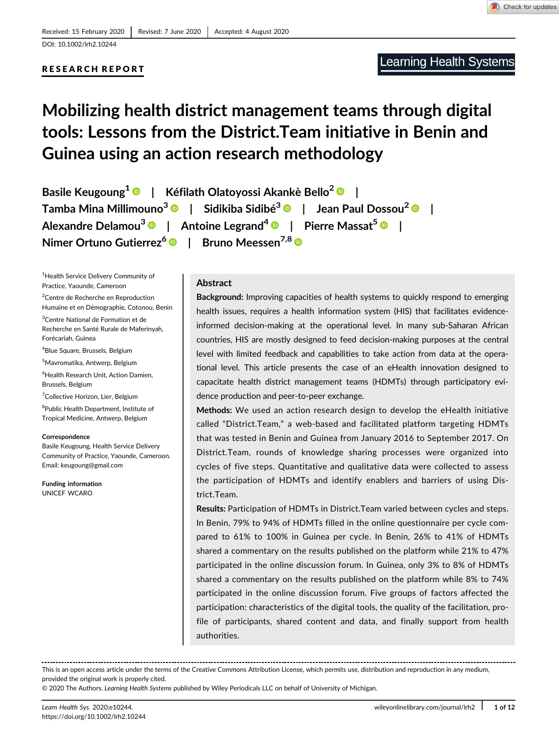Received: 15 February 2020 | Revised: 7 June 2020 | Accepted: 4 August 2020

DOI: 10.1002/lrh2.10244

**RESEARCH REPORT**

# Mobilizing health district management teams through digital tools: Lessons from the District.Team initiative in Benin and Guinea using an action research methodology

**Basile Keugoung[1] | Kéfilath Olatoyossi Akankè Bello[2] | Tamba Mina Millimouno[3] | Sidikiba Sidibé[3] | Jean Paul Dossou[2] | Alexandre Delamou[3] | Antoine Legrand[4] | Pierre Massat[5] | Nimer Ortuno Gutierrez[6] | Bruno Meessen[7,8]**

[1]Health Service Delivery Community of Practice, Yaounde, Cameroon

[2]Centre de Recherche en Reproduction Humaine et en Démographie, Cotonou, Benin

[3]Centre National de Formation et de Recherche en Santé Rurale de Maferinyah, Forécariah, Guinea

[4]Blue Square, Brussels, Belgium

[5]Mavromatika, Antwerp, Belgium

[6]Health Research Unit, Action Damien, Brussels, Belgium

[7]Collective Horizon, Lier, Belgium

[8]Public Health Department, Institute of Tropical Medicine, Antwerp, Belgium

**Correspondence**

Basile Keugoung, Health Service Delivery Community of Practice, Yaounde, Cameroon. Email: keugoung@gmail.com

**Funding information**

UNICEF WCARO

## Abstract

**Background:** Improving capacities of health systems to quickly respond to emerging health issues, requires a health information system (HIS) that facilitates evidence-informed decision-making at the operational level. In many sub-Saharan African countries, HIS are mostly designed to feed decision-making purposes at the central level with limited feedback and capabilities to take action from data at the operational level. This article presents the case of an eHealth innovation designed to capacitate health district management teams (HDMTs) through participatory evidence production and peer-to-peer exchange.

**Methods:** We used an action research design to develop the eHealth initiative called "District.Team," a web-based and facilitated platform targeting HDMTs that was tested in Benin and Guinea from January 2016 to September 2017. On District.Team, rounds of knowledge sharing processes were organized into cycles of five steps. Quantitative and qualitative data were collected to assess the participation of HDMTs and identify enablers and barriers of using District.Team.

**Results:** Participation of HDMTs in District.Team varied between cycles and steps. In Benin, 79% to 94% of HDMTs filled in the online questionnaire per cycle compared to 61% to 100% in Guinea per cycle. In Benin, 26% to 41% of HDMTs shared a commentary on the results published on the platform while 21% to 47% participated in the online discussion forum. In Guinea, only 3% to 8% of HDMTs shared a commentary on the results published on the platform while 8% to 74% participated in the online discussion forum. Five groups of factors affected the participation: characteristics of the digital tools, the quality of the facilitation, profile of participants, shared content and data, and finally support from health authorities.

This is an open access article under the terms of the Creative Commons Attribution License, which permits use, distribution and reproduction in any medium, provided the original work is properly cited.

© 2020 The Authors. *Learning Health Systems* published by Wiley Periodicals LLC on behalf of University of Michigan.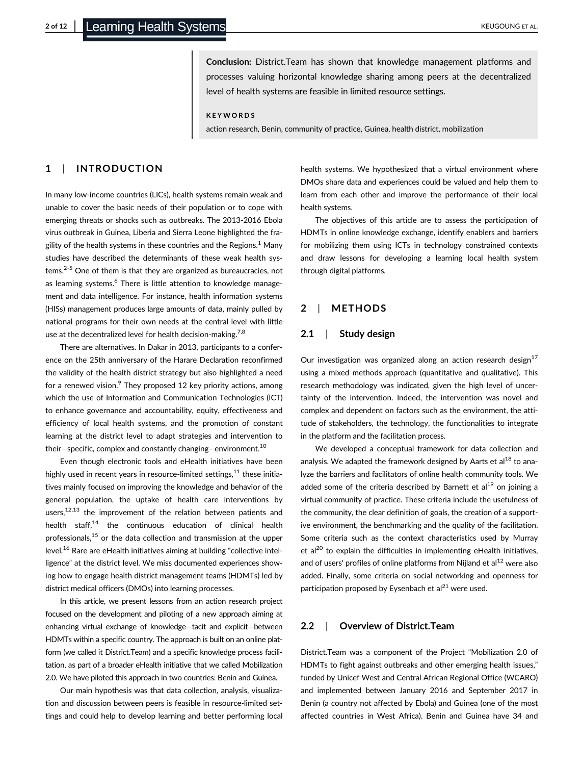**Conclusion:** District.Team has shown that knowledge management platforms and processes valuing horizontal knowledge sharing among peers at the decentralized level of health systems are feasible in limited resource settings.

**KEYWORDS**

action research, Benin, community of practice, Guinea, health district, mobilization

## 1 | INTRODUCTION

In many low-income countries (LICs), health systems remain weak and unable to cover the basic needs of their population or to cope with emerging threats or shocks such as outbreaks. The 2013-2016 Ebola virus outbreak in Guinea, Liberia and Sierra Leone highlighted the fragility of the health systems in these countries and the Regions.[1] Many studies have described the determinants of these weak health systems.[2-5] One of them is that they are organized as bureaucracies, not as learning systems.[6] There is little attention to knowledge management and data intelligence. For instance, health information systems (HISs) management produces large amounts of data, mainly pulled by national programs for their own needs at the central level with little use at the decentralized level for health decision-making.[7,8]

There are alternatives. In Dakar in 2013, participants to a conference on the 25th anniversary of the Harare Declaration reconfirmed the validity of the health district strategy but also highlighted a need for a renewed vision.[9] They proposed 12 key priority actions, among which the use of Information and Communication Technologies (ICT) to enhance governance and accountability, equity, effectiveness and efficiency of local health systems, and the promotion of constant learning at the district level to adapt strategies and intervention to their—specific, complex and constantly changing—environment.[10]

Even though electronic tools and eHealth initiatives have been highly used in recent years in resource-limited settings,[11] these initiatives mainly focused on improving the knowledge and behavior of the general population, the uptake of health care interventions by users,[12,13] the improvement of the relation between patients and health staff,[14] the continuous education of clinical health professionals,[15] or the data collection and transmission at the upper level.[16] Rare are eHealth initiatives aiming at building "collective intelligence" at the district level. We miss documented experiences showing how to engage health district management teams (HDMTs) led by district medical officers (DMOs) into learning processes.

In this article, we present lessons from an action research project focused on the development and piloting of a new approach aiming at enhancing virtual exchange of knowledge—tacit and explicit—between HDMTs within a specific country. The approach is built on an online platform (we called it District.Team) and a specific knowledge process facilitation, as part of a broader eHealth initiative that we called Mobilization 2.0. We have piloted this approach in two countries: Benin and Guinea.

Our main hypothesis was that data collection, analysis, visualization and discussion between peers is feasible in resource-limited settings and could help to develop learning and better performing local health systems. We hypothesized that a virtual environment where DMOs share data and experiences could be valued and help them to learn from each other and improve the performance of their local health systems.

The objectives of this article are to assess the participation of HDMTs in online knowledge exchange, identify enablers and barriers for mobilizing them using ICTs in technology constrained contexts and draw lessons for developing a learning local health system through digital platforms.

## 2 | METHODS

### 2.1 | Study design

Our investigation was organized along an action research design[17] using a mixed methods approach (quantitative and qualitative). This research methodology was indicated, given the high level of uncertainty of the intervention. Indeed, the intervention was novel and complex and dependent on factors such as the environment, the attitude of stakeholders, the technology, the functionalities to integrate in the platform and the facilitation process.

We developed a conceptual framework for data collection and analysis. We adapted the framework designed by Aarts et al[18] to analyze the barriers and facilitators of online health community tools. We added some of the criteria described by Barnett et al[19] on joining a virtual community of practice. These criteria include the usefulness of the community, the clear definition of goals, the creation of a supportive environment, the benchmarking and the quality of the facilitation. Some criteria such as the context characteristics used by Murray et al[20] to explain the difficulties in implementing eHealth initiatives, and of users' profiles of online platforms from Nijland et al[12] were also added. Finally, some criteria on social networking and openness for participation proposed by Eysenbach et al[21] were used.

### 2.2 | Overview of District.Team

District.Team was a component of the Project "Mobilization 2.0 of HDMTs to fight against outbreaks and other emerging health issues," funded by Unicef West and Central African Regional Office (WCARO) and implemented between January 2016 and September 2017 in Benin (a country not affected by Ebola) and Guinea (one of the most affected countries in West Africa). Benin and Guinea have 34 and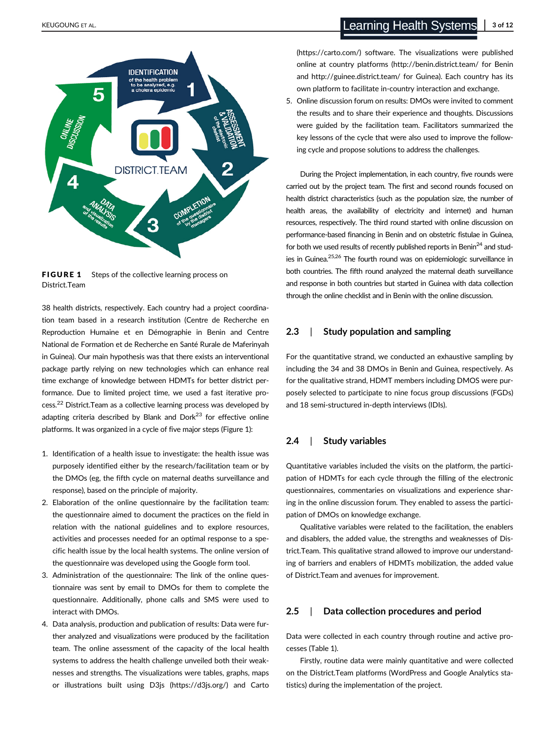FIGURE 1 Steps of the collective learning process on District.Team

38 health districts, respectively. Each country had a project coordination team based in a research institution (Centre de Recherche en Reproduction Humaine et en Démographie in Benin and Centre National de Formation et de Recherche en Santé Rurale de Maferinyah in Guinea). Our main hypothesis was that there exists an interventional package partly relying on new technologies which can enhance real time exchange of knowledge between HDMTs for better district performance. Due to limited project time, we used a fast iterative process.[22] District.Team as a collective learning process was developed by adapting criteria described by Blank and Dork[23] for effective online platforms. It was organized in a cycle of five major steps (Figure 1):

1. Identification of a health issue to investigate: the health issue was purposely identified either by the research/facilitation team or by the DMOs (eg, the fifth cycle on maternal deaths surveillance and response), based on the principle of majority.
2. Elaboration of the online questionnaire by the facilitation team: the questionnaire aimed to document the practices on the field in relation with the national guidelines and to explore resources, activities and processes needed for an optimal response to a specific health issue by the local health systems. The online version of the questionnaire was developed using the Google form tool.
3. Administration of the questionnaire: The link of the online questionnaire was sent by email to DMOs for them to complete the questionnaire. Additionally, phone calls and SMS were used to interact with DMOs.
4. Data analysis, production and publication of results: Data were further analyzed and visualizations were produced by the facilitation team. The online assessment of the capacity of the local health systems to address the health challenge unveiled both their weaknesses and strengths. The visualizations were tables, graphs, maps or illustrations built using D3js (https://d3js.org/) and Carto (https://carto.com/) software. The visualizations were published online at country platforms (http://benin.district.team/ for Benin and http://guinee.district.team/ for Guinea). Each country has its own platform to facilitate in-country interaction and exchange.
5. Online discussion forum on results: DMOs were invited to comment the results and to share their experience and thoughts. Discussions were guided by the facilitation team. Facilitators summarized the key lessons of the cycle that were also used to improve the following cycle and propose solutions to address the challenges.

During the Project implementation, in each country, five rounds were carried out by the project team. The first and second rounds focused on health district characteristics (such as the population size, the number of health areas, the availability of electricity and internet) and human resources, respectively. The third round started with online discussion on performance-based financing in Benin and on obstetric fistulae in Guinea, for both we used results of recently published reports in Benin[24] and studies in Guinea.[25,26] The fourth round was on epidemiologic surveillance in both countries. The fifth round analyzed the maternal death surveillance and response in both countries but started in Guinea with data collection through the online checklist and in Benin with the online discussion.

## 2.3 | Study population and sampling

For the quantitative strand, we conducted an exhaustive sampling by including the 34 and 38 DMOs in Benin and Guinea, respectively. As for the qualitative strand, HDMT members including DMOS were purposely selected to participate to nine focus group discussions (FGDs) and 18 semi-structured in-depth interviews (IDIs).

## 2.4 | Study variables

Quantitative variables included the visits on the platform, the participation of HDMTs for each cycle through the filling of the electronic questionnaires, commentaries on visualizations and experience sharing in the online discussion forum. They enabled to assess the participation of DMOs on knowledge exchange.

Qualitative variables were related to the facilitation, the enablers and disablers, the added value, the strengths and weaknesses of District.Team. This qualitative strand allowed to improve our understanding of barriers and enablers of HDMTs mobilization, the added value of District.Team and avenues for improvement.

## 2.5 | Data collection procedures and period

Data were collected in each country through routine and active processes (Table 1).

Firstly, routine data were mainly quantitative and were collected on the District.Team platforms (WordPress and Google Analytics statistics) during the implementation of the project.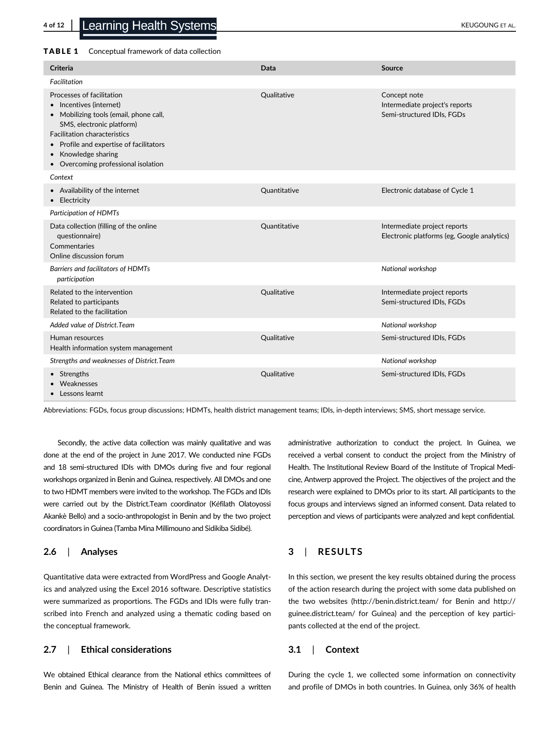**TABLE 1** Conceptual framework of data collection

| Criteria | Data | Source |
|---|---|---|
| *Facilitation* | | |
| Processes of facilitation<br>• Incentives (internet)<br>• Mobilizing tools (email, phone call, SMS, electronic platform)<br>Facilitation characteristics<br>• Profile and expertise of facilitators<br>• Knowledge sharing<br>• Overcoming professional isolation | Qualitative | Concept note<br>Intermediate project's reports<br>Semi-structured IDIs, FGDs |
| *Context* | | |
| • Availability of the internet<br>• Electricity | Quantitative | Electronic database of Cycle 1 |
| *Participation of HDMTs* | | |
| Data collection (filling of the online questionnaire)<br>Commentaries<br>Online discussion forum | Quantitative | Intermediate project reports<br>Electronic platforms (eg, Google analytics) |
| *Barriers and facilitators of HDMTs participation* | | *National workshop* |
| Related to the intervention<br>Related to participants<br>Related to the facilitation | Qualitative | Intermediate project reports<br>Semi-structured IDIs, FGDs |
| *Added value of District.Team* | | *National workshop* |
| Human resources<br>Health information system management | Qualitative | Semi-structured IDIs, FGDs |
| *Strengths and weaknesses of District.Team* | | *National workshop* |
| • Strengths<br>• Weaknesses<br>• Lessons learnt | Qualitative | Semi-structured IDIs, FGDs |

Abbreviations: FGDs, focus group discussions; HDMTs, health district management teams; IDIs, in-depth interviews; SMS, short message service.

Secondly, the active data collection was mainly qualitative and was done at the end of the project in June 2017. We conducted nine FGDs and 18 semi-structured IDIs with DMOs during five and four regional workshops organized in Benin and Guinea, respectively. All DMOs and one to two HDMT members were invited to the workshop. The FGDs and IDIs were carried out by the District.Team coordinator (Kéfilath Olatoyossi Akankè Bello) and a socio-anthropologist in Benin and by the two project coordinators in Guinea (Tamba Mina Millimouno and Sidikiba Sidibé).

### 2.6 | Analyses

Quantitative data were extracted from WordPress and Google Analytics and analyzed using the Excel 2016 software. Descriptive statistics were summarized as proportions. The FGDs and IDIs were fully transcribed into French and analyzed using a thematic coding based on the conceptual framework.

### 2.7 | Ethical considerations

We obtained Ethical clearance from the National ethics committees of Benin and Guinea. The Ministry of Health of Benin issued a written administrative authorization to conduct the project. In Guinea, we received a verbal consent to conduct the project from the Ministry of Health. The Institutional Review Board of the Institute of Tropical Medicine, Antwerp approved the Project. The objectives of the project and the research were explained to DMOs prior to its start. All participants to the focus groups and interviews signed an informed consent. Data related to perception and views of participants were analyzed and kept confidential.

## 3 | RESULTS

In this section, we present the key results obtained during the process of the action research during the project with some data published on the two websites (http://benin.district.team/ for Benin and http://guinee.district.team/ for Guinea) and the perception of key participants collected at the end of the project.

### 3.1 | Context

During the cycle 1, we collected some information on connectivity and profile of DMOs in both countries. In Guinea, only 36% of health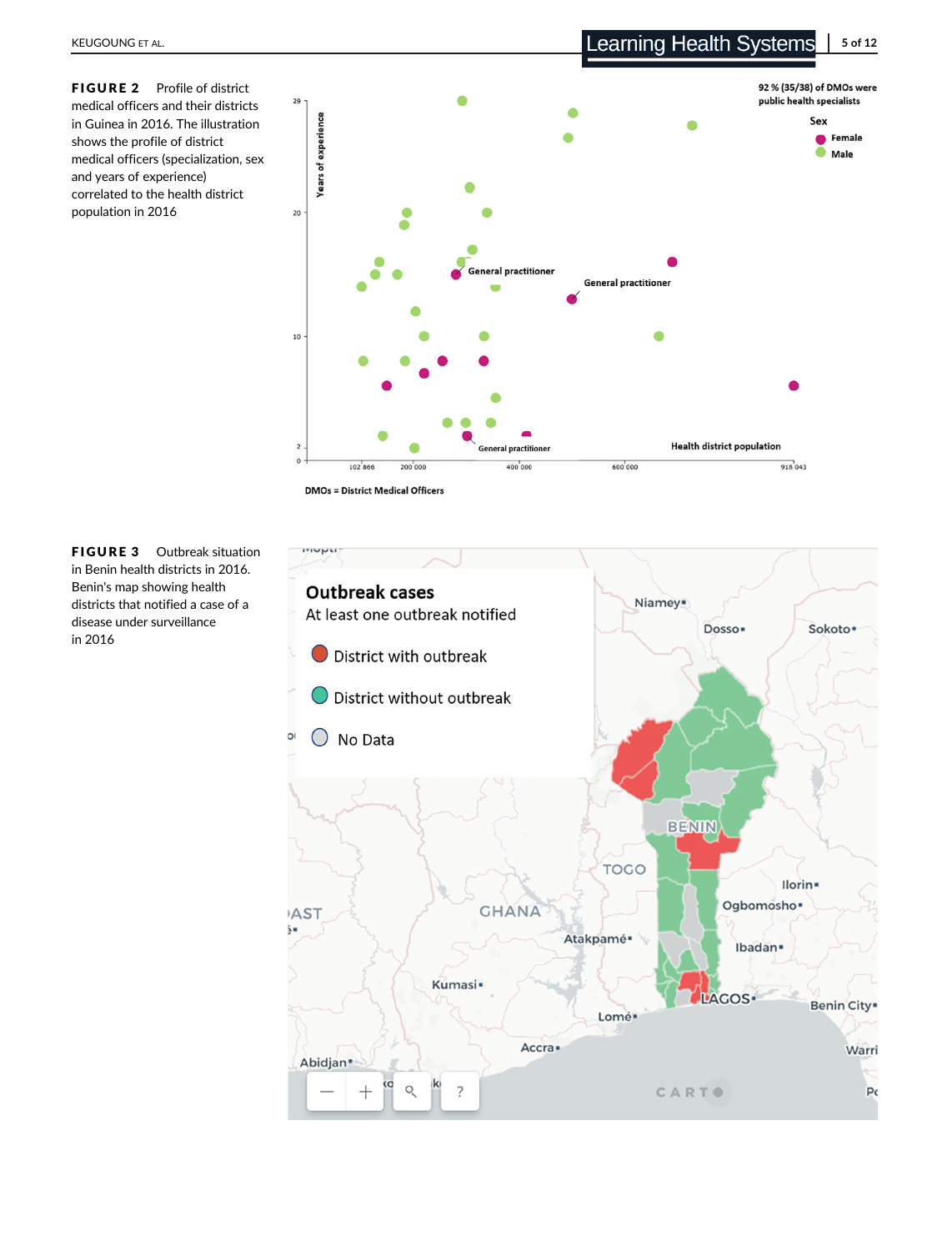**FIGURE 2** Profile of district medical officers and their districts in Guinea in 2016. The illustration shows the profile of district medical officers (specialization, sex and years of experience) correlated to the health district population in 2016

**FIGURE 3** Outbreak situation in Benin health districts in 2016. Benin's map showing health districts that notified a case of a disease under surveillance in 2016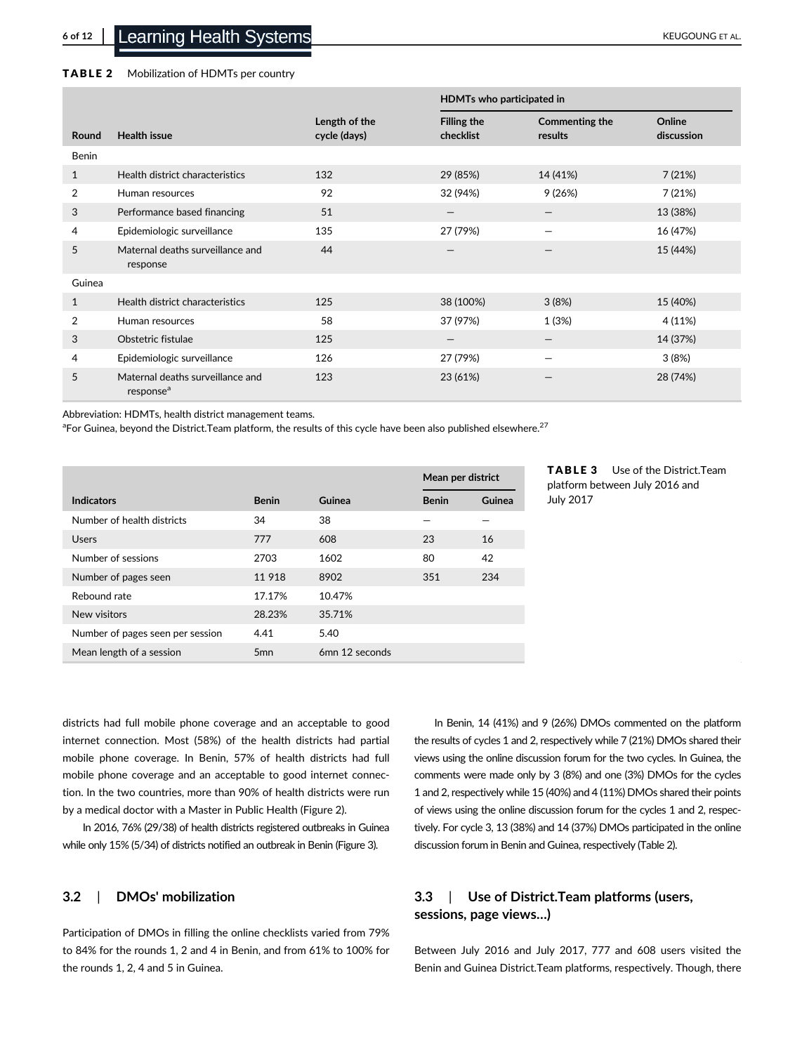**TABLE 2** Mobilization of HDMTs per country

| Round | Health issue | Length of the cycle (days) | HDMTs who participated in: Filling the checklist | Commenting the results | Online discussion |
|---|---|---|---|---|---|
| Benin | | | | | |
| 1 | Health district characteristics | 132 | 29 (85%) | 14 (41%) | 7 (21%) |
| 2 | Human resources | 92 | 32 (94%) | 9 (26%) | 7 (21%) |
| 3 | Performance based financing | 51 | — | — | 13 (38%) |
| 4 | Epidemiologic surveillance | 135 | 27 (79%) | — | 16 (47%) |
| 5 | Maternal deaths surveillance and response | 44 | — | — | 15 (44%) |
| Guinea | | | | | |
| 1 | Health district characteristics | 125 | 38 (100%) | 3 (8%) | 15 (40%) |
| 2 | Human resources | 58 | 37 (97%) | 1 (3%) | 4 (11%) |
| 3 | Obstetric fistulae | 125 | — | — | 14 (37%) |
| 4 | Epidemiologic surveillance | 126 | 27 (79%) | — | 3 (8%) |
| 5 | Maternal deaths surveillance and response[a] | 123 | 23 (61%) | — | 28 (74%) |

Abbreviation: HDMTs, health district management teams.

[a]For Guinea, beyond the District.Team platform, the results of this cycle have been also published elsewhere.[27]

**TABLE 3** Use of the District.Team platform between July 2016 and July 2017

| Indicators | Benin | Guinea | Mean per district: Benin | Mean per district: Guinea |
|---|---|---|---|---|
| Number of health districts | 34 | 38 | — | — |
| Users | 777 | 608 | 23 | 16 |
| Number of sessions | 2703 | 1602 | 80 | 42 |
| Number of pages seen | 11 918 | 8902 | 351 | 234 |
| Rebound rate | 17.17% | 10.47% | | |
| New visitors | 28.23% | 35.71% | | |
| Number of pages seen per session | 4.41 | 5.40 | | |
| Mean length of a session | 5mn | 6mn 12 seconds | | |

districts had full mobile phone coverage and an acceptable to good internet connection. Most (58%) of the health districts had partial mobile phone coverage. In Benin, 57% of health districts had full mobile phone coverage and an acceptable to good internet connection. In the two countries, more than 90% of health districts were run by a medical doctor with a Master in Public Health (Figure 2).

In 2016, 76% (29/38) of health districts registered outbreaks in Guinea while only 15% (5/34) of districts notified an outbreak in Benin (Figure 3).

## 3.2 | DMOs' mobilization

Participation of DMOs in filling the online checklists varied from 79% to 84% for the rounds 1, 2 and 4 in Benin, and from 61% to 100% for the rounds 1, 2, 4 and 5 in Guinea.

In Benin, 14 (41%) and 9 (26%) DMOs commented on the platform the results of cycles 1 and 2, respectively while 7 (21%) DMOs shared their views using the online discussion forum for the two cycles. In Guinea, the comments were made only by 3 (8%) and one (3%) DMOs for the cycles 1 and 2, respectively while 15 (40%) and 4 (11%) DMOs shared their points of views using the online discussion forum for the cycles 1 and 2, respectively. For cycle 3, 13 (38%) and 14 (37%) DMOs participated in the online discussion forum in Benin and Guinea, respectively (Table 2).

## 3.3 | Use of District.Team platforms (users, sessions, page views…)

Between July 2016 and July 2017, 777 and 608 users visited the Benin and Guinea District.Team platforms, respectively. Though, there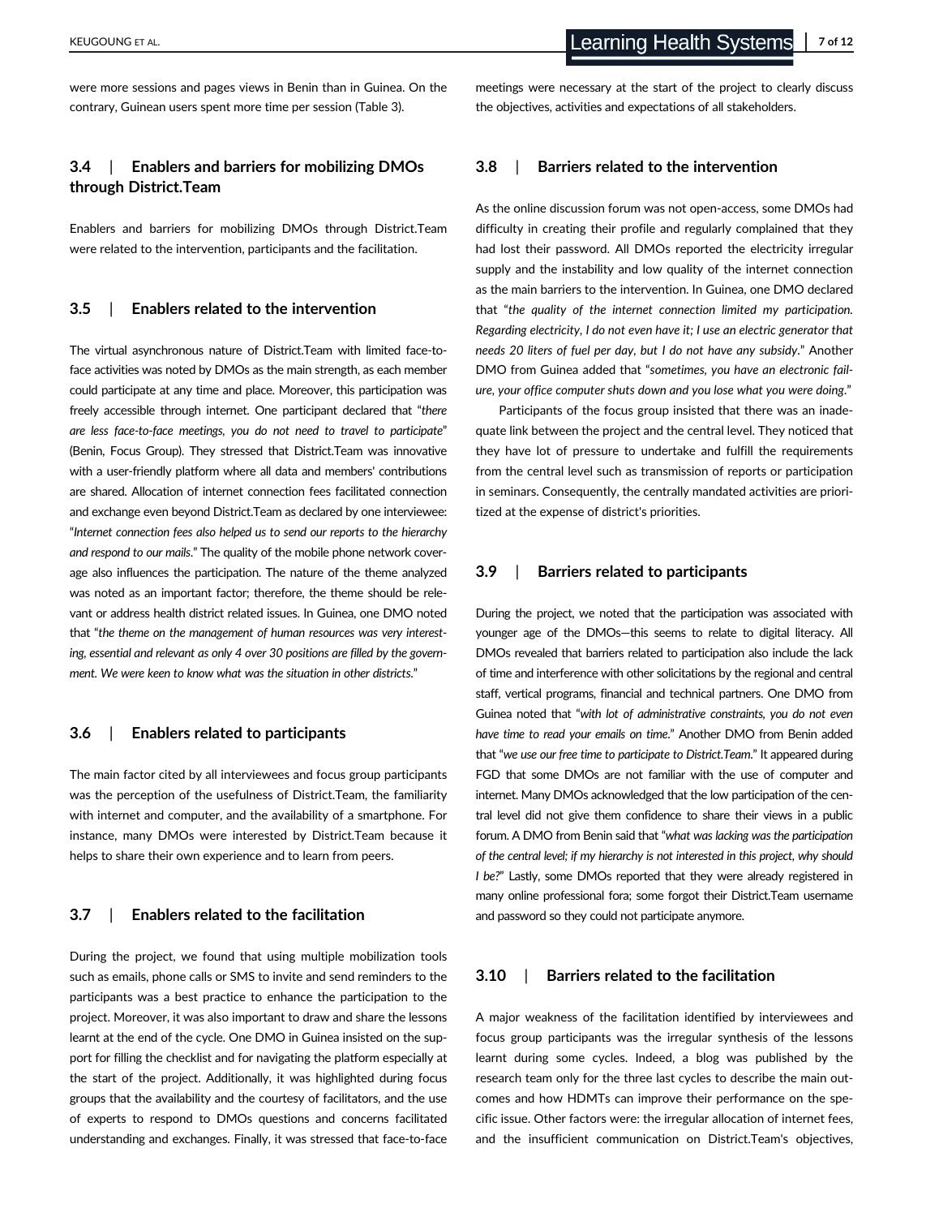were more sessions and pages views in Benin than in Guinea. On the contrary, Guinean users spent more time per session (Table 3).

### 3.4 | Enablers and barriers for mobilizing DMOs through District.Team

Enablers and barriers for mobilizing DMOs through District.Team were related to the intervention, participants and the facilitation.

### 3.5 | Enablers related to the intervention

The virtual asynchronous nature of District.Team with limited face-to-face activities was noted by DMOs as the main strength, as each member could participate at any time and place. Moreover, this participation was freely accessible through internet. One participant declared that "*there are less face-to-face meetings, you do not need to travel to participate*" (Benin, Focus Group). They stressed that District.Team was innovative with a user-friendly platform where all data and members' contributions are shared. Allocation of internet connection fees facilitated connection and exchange even beyond District.Team as declared by one interviewee: "*Internet connection fees also helped us to send our reports to the hierarchy and respond to our mails*." The quality of the mobile phone network coverage also influences the participation. The nature of the theme analyzed was noted as an important factor; therefore, the theme should be relevant or address health district related issues. In Guinea, one DMO noted that "*the theme on the management of human resources was very interesting, essential and relevant as only 4 over 30 positions are filled by the government. We were keen to know what was the situation in other districts*."

### 3.6 | Enablers related to participants

The main factor cited by all interviewees and focus group participants was the perception of the usefulness of District.Team, the familiarity with internet and computer, and the availability of a smartphone. For instance, many DMOs were interested by District.Team because it helps to share their own experience and to learn from peers.

### 3.7 | Enablers related to the facilitation

During the project, we found that using multiple mobilization tools such as emails, phone calls or SMS to invite and send reminders to the participants was a best practice to enhance the participation to the project. Moreover, it was also important to draw and share the lessons learnt at the end of the cycle. One DMO in Guinea insisted on the support for filling the checklist and for navigating the platform especially at the start of the project. Additionally, it was highlighted during focus groups that the availability and the courtesy of facilitators, and the use of experts to respond to DMOs questions and concerns facilitated understanding and exchanges. Finally, it was stressed that face-to-face meetings were necessary at the start of the project to clearly discuss the objectives, activities and expectations of all stakeholders.

### 3.8 | Barriers related to the intervention

As the online discussion forum was not open-access, some DMOs had difficulty in creating their profile and regularly complained that they had lost their password. All DMOs reported the electricity irregular supply and the instability and low quality of the internet connection as the main barriers to the intervention. In Guinea, one DMO declared that "*the quality of the internet connection limited my participation. Regarding electricity, I do not even have it; I use an electric generator that needs 20 liters of fuel per day, but I do not have any subsidy*." Another DMO from Guinea added that "*sometimes, you have an electronic failure, your office computer shuts down and you lose what you were doing*."

Participants of the focus group insisted that there was an inadequate link between the project and the central level. They noticed that they have lot of pressure to undertake and fulfill the requirements from the central level such as transmission of reports or participation in seminars. Consequently, the centrally mandated activities are prioritized at the expense of district's priorities.

### 3.9 | Barriers related to participants

During the project, we noted that the participation was associated with younger age of the DMOs—this seems to relate to digital literacy. All DMOs revealed that barriers related to participation also include the lack of time and interference with other solicitations by the regional and central staff, vertical programs, financial and technical partners. One DMO from Guinea noted that "*with lot of administrative constraints, you do not even have time to read your emails on time*." Another DMO from Benin added that "*we use our free time to participate to District.Team*." It appeared during FGD that some DMOs are not familiar with the use of computer and internet. Many DMOs acknowledged that the low participation of the central level did not give them confidence to share their views in a public forum. A DMO from Benin said that "*what was lacking was the participation of the central level; if my hierarchy is not interested in this project, why should I be?*" Lastly, some DMOs reported that they were already registered in many online professional fora; some forgot their District.Team username and password so they could not participate anymore.

### 3.10 | Barriers related to the facilitation

A major weakness of the facilitation identified by interviewees and focus group participants was the irregular synthesis of the lessons learnt during some cycles. Indeed, a blog was published by the research team only for the three last cycles to describe the main outcomes and how HDMTs can improve their performance on the specific issue. Other factors were: the irregular allocation of internet fees, and the insufficient communication on District.Team's objectives,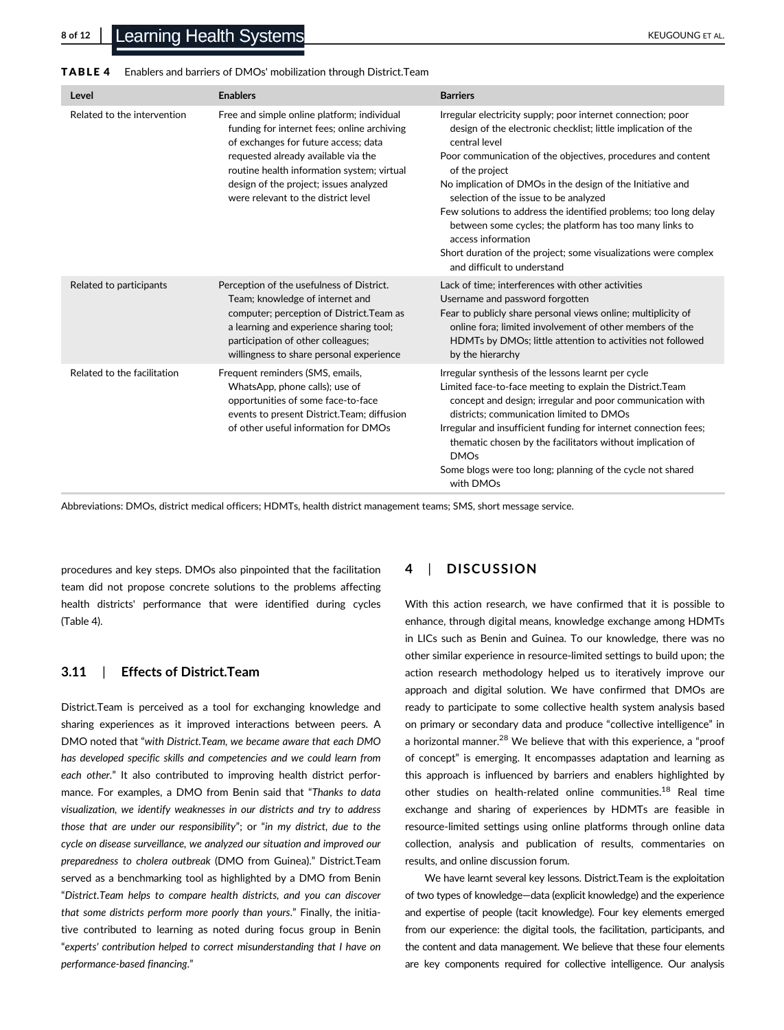**TABLE 4** Enablers and barriers of DMOs' mobilization through District.Team

| Level | Enablers | Barriers |
|---|---|---|
| Related to the intervention | Free and simple online platform; individual funding for internet fees; online archiving of exchanges for future access; data requested already available via the routine health information system; virtual design of the project; issues analyzed were relevant to the district level | Irregular electricity supply; poor internet connection; poor design of the electronic checklist; little implication of the central level<br>Poor communication of the objectives, procedures and content of the project<br>No implication of DMOs in the design of the Initiative and selection of the issue to be analyzed<br>Few solutions to address the identified problems; too long delay between some cycles; the platform has too many links to access information<br>Short duration of the project; some visualizations were complex and difficult to understand |
| Related to participants | Perception of the usefulness of District. Team; knowledge of internet and computer; perception of District.Team as a learning and experience sharing tool; participation of other colleagues; willingness to share personal experience | Lack of time; interferences with other activities<br>Username and password forgotten<br>Fear to publicly share personal views online; multiplicity of online fora; limited involvement of other members of the HDMTs by DMOs; little attention to activities not followed by the hierarchy |
| Related to the facilitation | Frequent reminders (SMS, emails, WhatsApp, phone calls); use of opportunities of some face-to-face events to present District.Team; diffusion of other useful information for DMOs | Irregular synthesis of the lessons learnt per cycle<br>Limited face-to-face meeting to explain the District.Team concept and design; irregular and poor communication with districts; communication limited to DMOs<br>Irregular and insufficient funding for internet connection fees; thematic chosen by the facilitators without implication of DMOs<br>Some blogs were too long; planning of the cycle not shared with DMOs |

Abbreviations: DMOs, district medical officers; HDMTs, health district management teams; SMS, short message service.

procedures and key steps. DMOs also pinpointed that the facilitation team did not propose concrete solutions to the problems affecting health districts' performance that were identified during cycles (Table 4).

### 3.11 | Effects of District.Team

District.Team is perceived as a tool for exchanging knowledge and sharing experiences as it improved interactions between peers. A DMO noted that "*with District.Team, we became aware that each DMO has developed specific skills and competencies and we could learn from each other.*" It also contributed to improving health district performance. For examples, a DMO from Benin said that "*Thanks to data visualization, we identify weaknesses in our districts and try to address those that are under our responsibility*"; or "*in my district, due to the cycle on disease surveillance, we analyzed our situation and improved our preparedness to cholera outbreak* (DMO from Guinea)." District.Team served as a benchmarking tool as highlighted by a DMO from Benin "*District.Team helps to compare health districts, and you can discover that some districts perform more poorly than yours.*" Finally, the initiative contributed to learning as noted during focus group in Benin "*experts' contribution helped to correct misunderstanding that I have on performance-based financing.*"

## 4 | DISCUSSION

With this action research, we have confirmed that it is possible to enhance, through digital means, knowledge exchange among HDMTs in LICs such as Benin and Guinea. To our knowledge, there was no other similar experience in resource-limited settings to build upon; the action research methodology helped us to iteratively improve our approach and digital solution. We have confirmed that DMOs are ready to participate to some collective health system analysis based on primary or secondary data and produce "collective intelligence" in a horizontal manner.[28] We believe that with this experience, a "proof of concept" is emerging. It encompasses adaptation and learning as this approach is influenced by barriers and enablers highlighted by other studies on health-related online communities.[18] Real time exchange and sharing of experiences by HDMTs are feasible in resource-limited settings using online platforms through online data collection, analysis and publication of results, commentaries on results, and online discussion forum.

We have learnt several key lessons. District.Team is the exploitation of two types of knowledge—data (explicit knowledge) and the experience and expertise of people (tacit knowledge). Four key elements emerged from our experience: the digital tools, the facilitation, participants, and the content and data management. We believe that these four elements are key components required for collective intelligence. Our analysis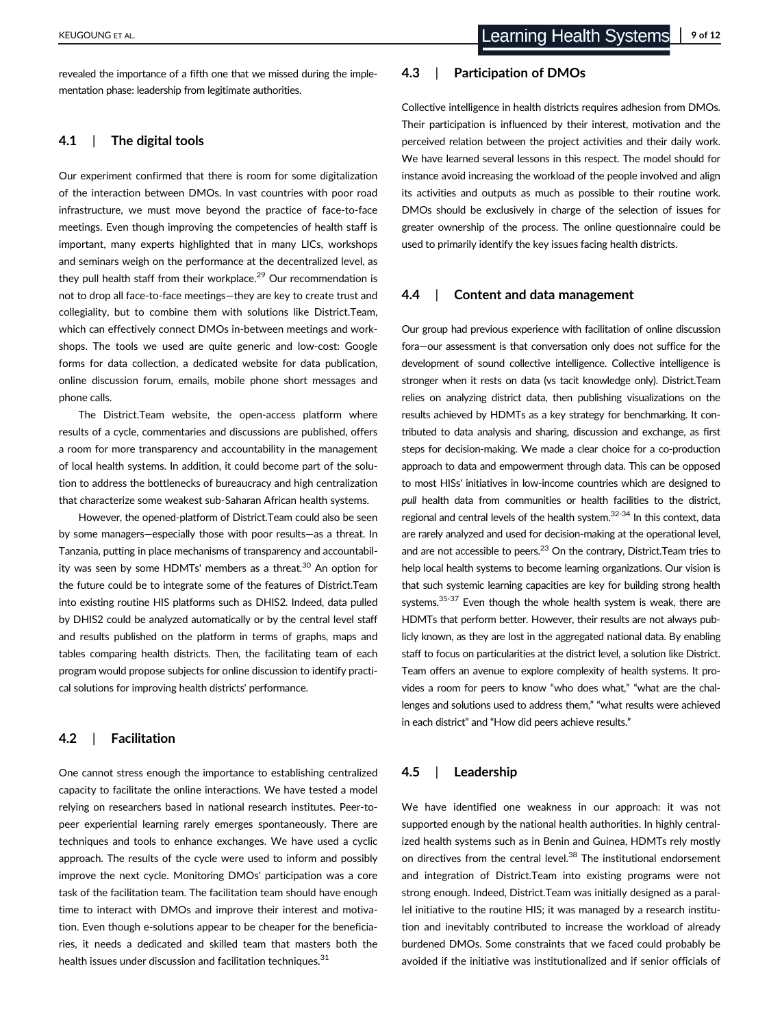revealed the importance of a fifth one that we missed during the implementation phase: leadership from legitimate authorities.

### 4.1 | The digital tools

Our experiment confirmed that there is room for some digitalization of the interaction between DMOs. In vast countries with poor road infrastructure, we must move beyond the practice of face-to-face meetings. Even though improving the competencies of health staff is important, many experts highlighted that in many LICs, workshops and seminars weigh on the performance at the decentralized level, as they pull health staff from their workplace.[29] Our recommendation is not to drop all face-to-face meetings—they are key to create trust and collegiality, but to combine them with solutions like District.Team, which can effectively connect DMOs in-between meetings and workshops. The tools we used are quite generic and low-cost: Google forms for data collection, a dedicated website for data publication, online discussion forum, emails, mobile phone short messages and phone calls.

The District.Team website, the open-access platform where results of a cycle, commentaries and discussions are published, offers a room for more transparency and accountability in the management of local health systems. In addition, it could become part of the solution to address the bottlenecks of bureaucracy and high centralization that characterize some weakest sub-Saharan African health systems.

However, the opened-platform of District.Team could also be seen by some managers—especially those with poor results—as a threat. In Tanzania, putting in place mechanisms of transparency and accountability was seen by some HDMTs' members as a threat.[30] An option for the future could be to integrate some of the features of District.Team into existing routine HIS platforms such as DHIS2. Indeed, data pulled by DHIS2 could be analyzed automatically or by the central level staff and results published on the platform in terms of graphs, maps and tables comparing health districts. Then, the facilitating team of each program would propose subjects for online discussion to identify practical solutions for improving health districts' performance.

### 4.2 | Facilitation

One cannot stress enough the importance to establishing centralized capacity to facilitate the online interactions. We have tested a model relying on researchers based in national research institutes. Peer-to-peer experiential learning rarely emerges spontaneously. There are techniques and tools to enhance exchanges. We have used a cyclic approach. The results of the cycle were used to inform and possibly improve the next cycle. Monitoring DMOs' participation was a core task of the facilitation team. The facilitation team should have enough time to interact with DMOs and improve their interest and motivation. Even though e-solutions appear to be cheaper for the beneficiaries, it needs a dedicated and skilled team that masters both the health issues under discussion and facilitation techniques.[31]

### 4.3 | Participation of DMOs

Collective intelligence in health districts requires adhesion from DMOs. Their participation is influenced by their interest, motivation and the perceived relation between the project activities and their daily work. We have learned several lessons in this respect. The model should for instance avoid increasing the workload of the people involved and align its activities and outputs as much as possible to their routine work. DMOs should be exclusively in charge of the selection of issues for greater ownership of the process. The online questionnaire could be used to primarily identify the key issues facing health districts.

### 4.4 | Content and data management

Our group had previous experience with facilitation of online discussion fora—our assessment is that conversation only does not suffice for the development of sound collective intelligence. Collective intelligence is stronger when it rests on data (vs tacit knowledge only). District.Team relies on analyzing district data, then publishing visualizations on the results achieved by HDMTs as a key strategy for benchmarking. It contributed to data analysis and sharing, discussion and exchange, as first steps for decision-making. We made a clear choice for a co-production approach to data and empowerment through data. This can be opposed to most HISs' initiatives in low-income countries which are designed to *pull* health data from communities or health facilities to the district, regional and central levels of the health system.[32-34] In this context, data are rarely analyzed and used for decision-making at the operational level, and are not accessible to peers.[23] On the contrary, District.Team tries to help local health systems to become learning organizations. Our vision is that such systemic learning capacities are key for building strong health systems.[35-37] Even though the whole health system is weak, there are HDMTs that perform better. However, their results are not always publicly known, as they are lost in the aggregated national data. By enabling staff to focus on particularities at the district level, a solution like District.Team offers an avenue to explore complexity of health systems. It provides a room for peers to know "who does what," "what are the challenges and solutions used to address them," "what results were achieved in each district" and "How did peers achieve results."

### 4.5 | Leadership

We have identified one weakness in our approach: it was not supported enough by the national health authorities. In highly centralized health systems such as in Benin and Guinea, HDMTs rely mostly on directives from the central level.[38] The institutional endorsement and integration of District.Team into existing programs were not strong enough. Indeed, District.Team was initially designed as a parallel initiative to the routine HIS; it was managed by a research institution and inevitably contributed to increase the workload of already burdened DMOs. Some constraints that we faced could probably be avoided if the initiative was institutionalized and if senior officials of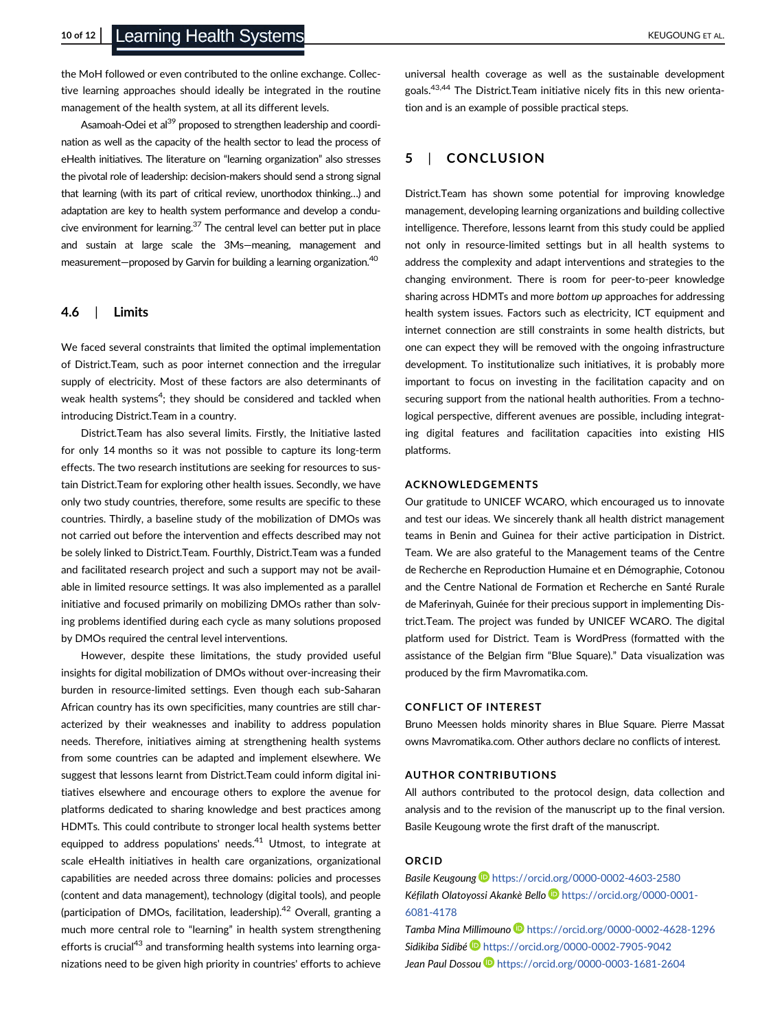the MoH followed or even contributed to the online exchange. Collective learning approaches should ideally be integrated in the routine management of the health system, at all its different levels.

Asamoah-Odei et al[39] proposed to strengthen leadership and coordination as well as the capacity of the health sector to lead the process of eHealth initiatives. The literature on "learning organization" also stresses the pivotal role of leadership: decision-makers should send a strong signal that learning (with its part of critical review, unorthodox thinking…) and adaptation are key to health system performance and develop a conducive environment for learning.[37] The central level can better put in place and sustain at large scale the 3Ms—meaning, management and measurement—proposed by Garvin for building a learning organization.[40]

### 4.6 | Limits

We faced several constraints that limited the optimal implementation of District.Team, such as poor internet connection and the irregular supply of electricity. Most of these factors are also determinants of weak health systems[4]; they should be considered and tackled when introducing District.Team in a country.

District.Team has also several limits. Firstly, the Initiative lasted for only 14 months so it was not possible to capture its long-term effects. The two research institutions are seeking for resources to sustain District.Team for exploring other health issues. Secondly, we have only two study countries, therefore, some results are specific to these countries. Thirdly, a baseline study of the mobilization of DMOs was not carried out before the intervention and effects described may not be solely linked to District.Team. Fourthly, District.Team was a funded and facilitated research project and such a support may not be available in limited resource settings. It was also implemented as a parallel initiative and focused primarily on mobilizing DMOs rather than solving problems identified during each cycle as many solutions proposed by DMOs required the central level interventions.

However, despite these limitations, the study provided useful insights for digital mobilization of DMOs without over-increasing their burden in resource-limited settings. Even though each sub-Saharan African country has its own specificities, many countries are still characterized by their weaknesses and inability to address population needs. Therefore, initiatives aiming at strengthening health systems from some countries can be adapted and implement elsewhere. We suggest that lessons learnt from District.Team could inform digital initiatives elsewhere and encourage others to explore the avenue for platforms dedicated to sharing knowledge and best practices among HDMTs. This could contribute to stronger local health systems better equipped to address populations' needs.[41] Utmost, to integrate at scale eHealth initiatives in health care organizations, organizational capabilities are needed across three domains: policies and processes (content and data management), technology (digital tools), and people (participation of DMOs, facilitation, leadership).[42] Overall, granting a much more central role to "learning" in health system strengthening efforts is crucial[43] and transforming health systems into learning organizations need to be given high priority in countries' efforts to achieve universal health coverage as well as the sustainable development goals.[43,44] The District.Team initiative nicely fits in this new orientation and is an example of possible practical steps.

## 5 | CONCLUSION

District.Team has shown some potential for improving knowledge management, developing learning organizations and building collective intelligence. Therefore, lessons learnt from this study could be applied not only in resource-limited settings but in all health systems to address the complexity and adapt interventions and strategies to the changing environment. There is room for peer-to-peer knowledge sharing across HDMTs and more *bottom up* approaches for addressing health system issues. Factors such as electricity, ICT equipment and internet connection are still constraints in some health districts, but one can expect they will be removed with the ongoing infrastructure development. To institutionalize such initiatives, it is probably more important to focus on investing in the facilitation capacity and on securing support from the national health authorities. From a technological perspective, different avenues are possible, including integrating digital features and facilitation capacities into existing HIS platforms.

#### ACKNOWLEDGEMENTS

Our gratitude to UNICEF WCARO, which encouraged us to innovate and test our ideas. We sincerely thank all health district management teams in Benin and Guinea for their active participation in District.Team. We are also grateful to the Management teams of the Centre de Recherche en Reproduction Humaine et en Démographie, Cotonou and the Centre National de Formation et Recherche en Santé Rurale de Maferinyah, Guinée for their precious support in implementing District.Team. The project was funded by UNICEF WCARO. The digital platform used for District. Team is WordPress (formatted with the assistance of the Belgian firm "Blue Square)." Data visualization was produced by the firm Mavromatika.com.

#### CONFLICT OF INTEREST

Bruno Meessen holds minority shares in Blue Square. Pierre Massat owns Mavromatika.com. Other authors declare no conflicts of interest.

#### AUTHOR CONTRIBUTIONS

All authors contributed to the protocol design, data collection and analysis and to the revision of the manuscript up to the final version. Basile Keugoung wrote the first draft of the manuscript.

#### ORCID

*Basile Keugoung* https://orcid.org/0000-0002-4603-2580
*Kéfilath Olatoyossi Akankè Bello* https://orcid.org/0000-0001-6081-4178
*Tamba Mina Millimouno* https://orcid.org/0000-0002-4628-1296
*Sidikiba Sidibé* https://orcid.org/0000-0002-7905-9042
*Jean Paul Dossou* https://orcid.org/0000-0003-1681-2604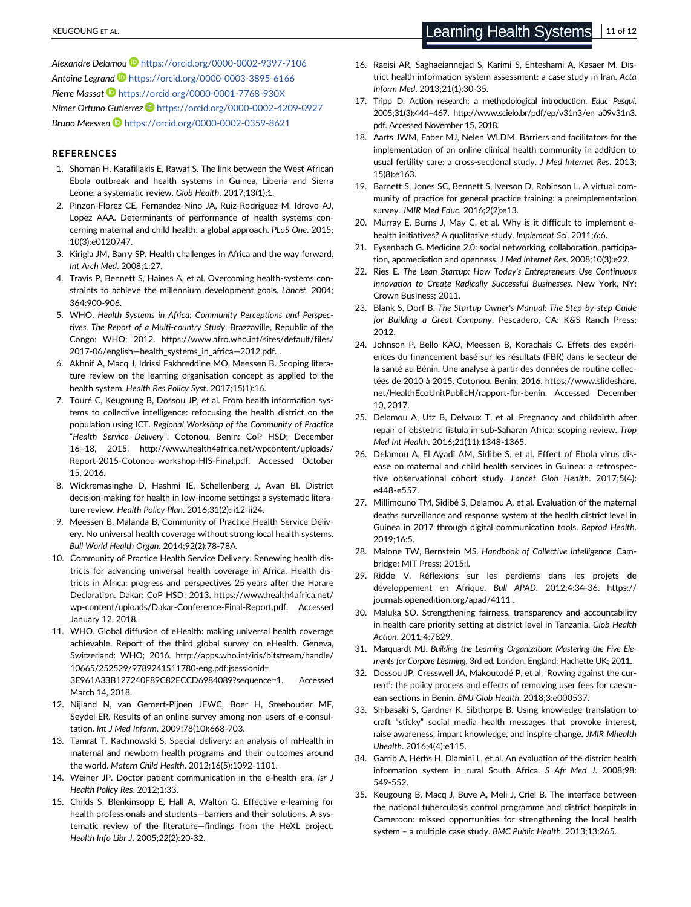*Alexandre Delamou* https://orcid.org/0000-0002-9397-7106

*Antoine Legrand* https://orcid.org/0000-0003-3895-6166

*Pierre Massat* https://orcid.org/0000-0001-7768-930X

*Nimer Ortuno Gutierrez* https://orcid.org/0000-0002-4209-0927

*Bruno Meessen* https://orcid.org/0000-0002-0359-8621

## REFERENCES

1. Shoman H, Karafillakis E, Rawaf S. The link between the West African Ebola outbreak and health systems in Guinea, Liberia and Sierra Leone: a systematic review. *Glob Health*. 2017;13(1):1.
2. Pinzon-Florez CE, Fernandez-Nino JA, Ruiz-Rodriguez M, Idrovo AJ, Lopez AAA. Determinants of performance of health systems concerning maternal and child health: a global approach. *PLoS One*. 2015;10(3):e0120747.
3. Kirigia JM, Barry SP. Health challenges in Africa and the way forward. *Int Arch Med*. 2008;1:27.
4. Travis P, Bennett S, Haines A, et al. Overcoming health-systems constraints to achieve the millennium development goals. *Lancet*. 2004;364:900-906.
5. WHO. *Health Systems in Africa: Community Perceptions and Perspectives. The Report of a Multi-country Study*. Brazzaville, Republic of the Congo: WHO; 2012. https://www.afro.who.int/sites/default/files/2017-06/english—health_systems_in_africa—2012.pdf. .
6. Akhnif A, Macq J, Idrissi Fakhreddine MO, Meessen B. Scoping literature review on the learning organisation concept as applied to the health system. *Health Res Policy Syst*. 2017;15(1):16.
7. Touré C, Keugoung B, Dossou JP, et al. From health information systems to collective intelligence: refocusing the health district on the population using ICT. *Regional Workshop of the Community of Practice "Health Service Delivery"*. Cotonou, Benin: CoP HSD; December 16–18, 2015. http://www.health4africa.net/wpcontent/uploads/Report-2015-Cotonou-workshop-HIS-Final.pdf. Accessed October 15, 2016.
8. Wickremasinghe D, Hashmi IE, Schellenberg J, Avan BI. District decision-making for health in low-income settings: a systematic literature review. *Health Policy Plan*. 2016;31(2):ii12-ii24.
9. Meessen B, Malanda B, Community of Practice Health Service Delivery. No universal health coverage without strong local health systems. *Bull World Health Organ*. 2014;92(2):78-78A.
10. Community of Practice Health Service Delivery. Renewing health districts for advancing universal health coverage in Africa. Health districts in Africa: progress and perspectives 25 years after the Harare Declaration. Dakar: CoP HSD; 2013. https://www.health4africa.net/wp-content/uploads/Dakar-Conference-Final-Report.pdf. Accessed January 12, 2018.
11. WHO. Global diffusion of eHealth: making universal health coverage achievable. Report of the third global survey on eHealth. Geneva, Switzerland: WHO; 2016. http://apps.who.int/iris/bitstream/handle/10665/252529/9789241511780-eng.pdf;jsessionid=3E961A33B127240F89C82ECCD6984089?sequence=1. Accessed March 14, 2018.
12. Nijland N, van Gemert-Pijnen JEWC, Boer H, Steehouder MF, Seydel ER. Results of an online survey among non-users of e-consultation. *Int J Med Inform*. 2009;78(10):668-703.
13. Tamrat T, Kachnowski S. Special delivery: an analysis of mHealth in maternal and newborn health programs and their outcomes around the world. *Matern Child Health*. 2012;16(5):1092-1101.
14. Weiner JP. Doctor patient communication in the e-health era. *Isr J Health Policy Res*. 2012;1:33.
15. Childs S, Blenkinsopp E, Hall A, Walton G. Effective e-learning for health professionals and students—barriers and their solutions. A systematic review of the literature—findings from the HeXL project. *Health Info Libr J*. 2005;22(2):20-32.
16. Raeisi AR, Saghaeiannejad S, Karimi S, Ehteshami A, Kasaer M. District health information system assessment: a case study in Iran. *Acta Inform Med*. 2013;21(1):30-35.
17. Tripp D. Action research: a methodological introduction. *Educ Pesqui*. 2005;31(3):444–467. http://www.scielo.br/pdf/ep/v31n3/en_a09v31n3.pdf. Accessed November 15, 2018.
18. Aarts JWM, Faber MJ, Nelen WLDM. Barriers and facilitators for the implementation of an online clinical health community in addition to usual fertility care: a cross-sectional study. *J Med Internet Res*. 2013;15(8):e163.
19. Barnett S, Jones SC, Bennett S, Iverson D, Robinson L. A virtual community of practice for general practice training: a preimplementation survey. *JMIR Med Educ*. 2016;2(2):e13.
20. Murray E, Burns J, May C, et al. Why is it difficult to implement e-health initiatives? A qualitative study. *Implement Sci*. 2011;6:6.
21. Eysenbach G. Medicine 2.0: social networking, collaboration, participation, apomediation and openness. *J Med Internet Res*. 2008;10(3):e22.
22. Ries E. *The Lean Startup: How Today's Entrepreneurs Use Continuous Innovation to Create Radically Successful Businesses*. New York, NY: Crown Business; 2011.
23. Blank S, Dorf B. *The Startup Owner's Manual: The Step-by-step Guide for Building a Great Company*. Pescadero, CA: K&S Ranch Press; 2012.
24. Johnson P, Bello KAO, Meessen B, Korachais C. Effets des expériences du financement basé sur les résultats (FBR) dans le secteur de la santé au Bénin. Une analyse à partir des données de routine collectées de 2010 à 2015. Cotonou, Benin; 2016. https://www.slideshare.net/HealthEcoUnitPublicH/rapport-fbr-benin. Accessed December 10, 2017.
25. Delamou A, Utz B, Delvaux T, et al. Pregnancy and childbirth after repair of obstetric fistula in sub-Saharan Africa: scoping review. *Trop Med Int Health*. 2016;21(11):1348-1365.
26. Delamou A, El Ayadi AM, Sidibe S, et al. Effect of Ebola virus disease on maternal and child health services in Guinea: a retrospective observational cohort study. *Lancet Glob Health*. 2017;5(4):e448-e557.
27. Millimouno TM, Sidibé S, Delamou A, et al. Evaluation of the maternal deaths surveillance and response system at the health district level in Guinea in 2017 through digital communication tools. *Reprod Health*. 2019;16:5.
28. Malone TW, Bernstein MS. *Handbook of Collective Intelligence*. Cambridge: MIT Press; 2015:l.
29. Ridde V. Réflexions sur les perdiems dans les projets de développement en Afrique. *Bull APAD*. 2012;4:34-36. https://journals.openedition.org/apad/4111 .
30. Maluka SO. Strengthening fairness, transparency and accountability in health care priority setting at district level in Tanzania. *Glob Health Action*. 2011;4:7829.
31. Marquardt MJ. *Building the Learning Organization: Mastering the Five Elements for Corpore Learning*. 3rd ed. London, England: Hachette UK; 2011.
32. Dossou JP, Cresswell JA, Makoutodé P, et al. 'Rowing against the current': the policy process and effects of removing user fees for caesarean sections in Benin. *BMJ Glob Health*. 2018;3:e000537.
33. Shibasaki S, Gardner K, Sibthorpe B. Using knowledge translation to craft "sticky" social media health messages that provoke interest, raise awareness, impart knowledge, and inspire change. *JMIR Mhealth Uhealth*. 2016;4(4):e115.
34. Garrib A, Herbs H, Dlamini L, et al. An evaluation of the district health information system in rural South Africa. *S Afr Med J*. 2008;98:549-552.
35. Keugoung B, Macq J, Buve A, Meli J, Criel B. The interface between the national tuberculosis control programme and district hospitals in Cameroon: missed opportunities for strengthening the local health system – a multiple case study. *BMC Public Health*. 2013;13:265.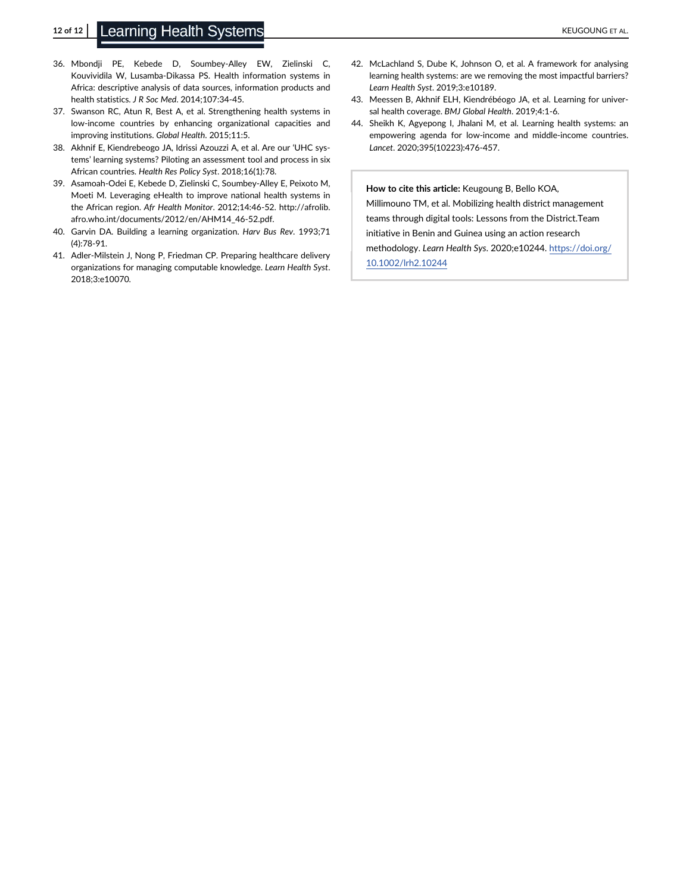36. Mbondji PE, Kebede D, Soumbey-Alley EW, Zielinski C, Kouvividila W, Lusamba-Dikassa PS. Health information systems in Africa: descriptive analysis of data sources, information products and health statistics. *J R Soc Med*. 2014;107:34-45.
37. Swanson RC, Atun R, Best A, et al. Strengthening health systems in low-income countries by enhancing organizational capacities and improving institutions. *Global Health*. 2015;11:5.
38. Akhnif E, Kiendrebeogo JA, Idrissi Azouzzi A, et al. Are our 'UHC systems' learning systems? Piloting an assessment tool and process in six African countries. *Health Res Policy Syst*. 2018;16(1):78.
39. Asamoah-Odei E, Kebede D, Zielinski C, Soumbey-Alley E, Peixoto M, Moeti M. Leveraging eHealth to improve national health systems in the African region. *Afr Health Monitor*. 2012;14:46-52. http://afrolib.afro.who.int/documents/2012/en/AHM14_46-52.pdf.
40. Garvin DA. Building a learning organization. *Harv Bus Rev*. 1993;71(4):78-91.
41. Adler-Milstein J, Nong P, Friedman CP. Preparing healthcare delivery organizations for managing computable knowledge. *Learn Health Syst*. 2018;3:e10070.
42. McLachland S, Dube K, Johnson O, et al. A framework for analysing learning health systems: are we removing the most impactful barriers? *Learn Health Syst*. 2019;3:e10189.
43. Meessen B, Akhnif ELH, Kiendrébéogo JA, et al. Learning for universal health coverage. *BMJ Global Health*. 2019;4:1-6.
44. Sheikh K, Agyepong I, Jhalani M, et al. Learning health systems: an empowering agenda for low-income and middle-income countries. *Lancet*. 2020;395(10223):476-457.

**How to cite this article:** Keugoung B, Bello KOA, Millimouno TM, et al. Mobilizing health district management teams through digital tools: Lessons from the District.Team initiative in Benin and Guinea using an action research methodology. *Learn Health Sys*. 2020;e10244. https://doi.org/10.1002/lrh2.10244